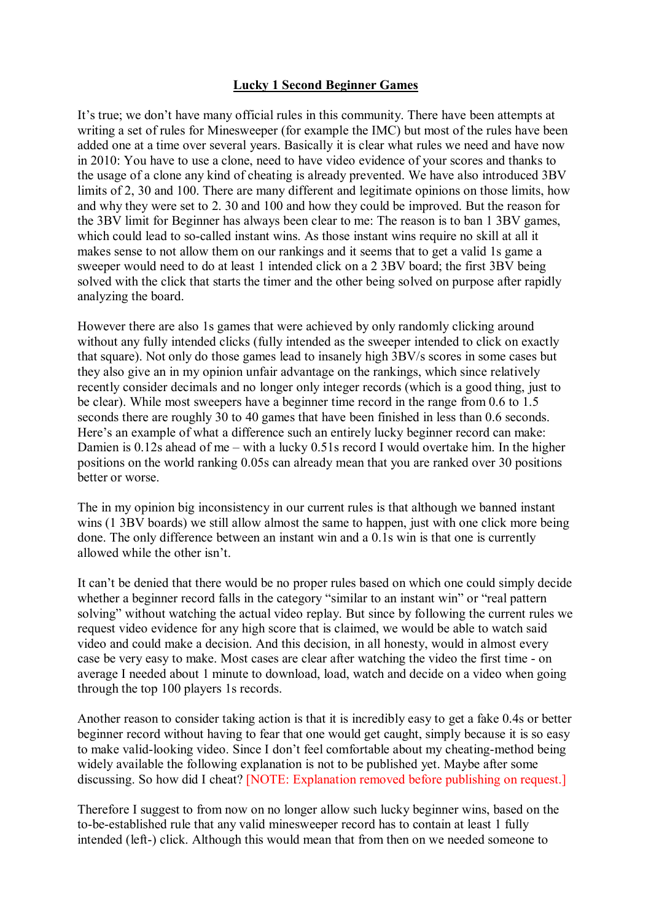# Lucky 1 Second Beginner Games

It's true; we don't have many official rules in this community. There have been attempts at writing a set of rules for Minesweeper (for example the IMC) but most of the rules have been added one at a time over several years. Basically it is clear what rules we need and have now in 2010: You have to use a clone, need to have video evidence of your scores and thanks to the usage of a clone any kind of cheating is already prevented. We have also introduced 3BV limits of 2, 30 and 100. There are many different and legitimate opinions on those limits, how and why they were set to 2. 30 and 100 and how they could be improved. But the reason for the 3BV limit for Beginner has always been clear to me: The reason is to ban 1 3BV games, which could lead to so-called instant wins. As those instant wins require no skill at all it makes sense to not allow them on our rankings and it seems that to get a valid 1s game a sweeper would need to do at least 1 intended click on a 2 3BV board; the first 3BV being solved with the click that starts the timer and the other being solved on purpose after rapidly analyzing the board.

However there are also 1s games that were achieved by only randomly clicking around without any fully intended clicks (fully intended as the sweeper intended to click on exactly that square). Not only do those games lead to insanely high 3BV/s scores in some cases but they also give an in my opinion unfair advantage on the rankings, which since relatively recently consider decimals and no longer only integer records (which is a good thing, just to be clear). While most sweepers have a beginner time record in the range from 0.6 to 1.5 seconds there are roughly 30 to 40 games that have been finished in less than 0.6 seconds. Here's an example of what a difference such an entirely lucky beginner record can make: Damien is 0.12s ahead of me – with a lucky 0.51s record I would overtake him. In the higher positions on the world ranking 0.05s can already mean that you are ranked over 30 positions better or worse.

The in my opinion big inconsistency in our current rules is that although we banned instant wins (1 3BV boards) we still allow almost the same to happen, just with one click more being done. The only difference between an instant win and a 0.1s win is that one is currently allowed while the other isn't.

It can't be denied that there would be no proper rules based on which one could simply decide whether a beginner record falls in the category "similar to an instant win" or "real pattern solving" without watching the actual video replay. But since by following the current rules we request video evidence for any high score that is claimed, we would be able to watch said video and could make a decision. And this decision, in all honesty, would in almost every case be very easy to make. Most cases are clear after watching the video the first time - on average I needed about 1 minute to download, load, watch and decide on a video when going through the top 100 players 1s records.

Another reason to consider taking action is that it is incredibly easy to get a fake 0.4s or better beginner record without having to fear that one would get caught, simply because it is so easy to make valid-looking video. Since I don't feel comfortable about my cheating-method being widely available the following explanation is not to be published yet. Maybe after some discussing. So how did I cheat? [NOTE: Explanation removed before publishing on request.]

Therefore I suggest to from now on no longer allow such lucky beginner wins, based on the to-be-established rule that any valid minesweeper record has to contain at least 1 fully intended (left-) click. Although this would mean that from then on we needed someone to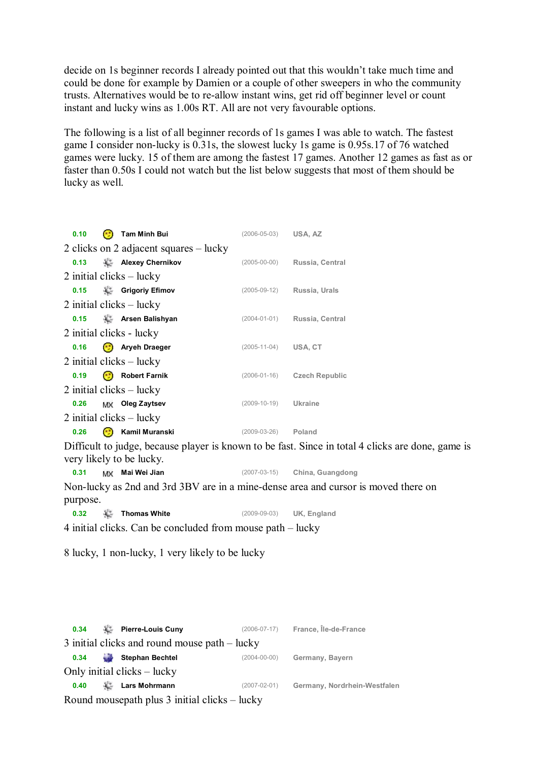decide on 1s beginner records I already pointed out that this wouldn't take much time and could be done for example by Damien or a couple of other sweepers in who the community trusts. Alternatives would be to re-allow instant wins, get rid off beginner level or count instant and lucky wins as 1.00s RT. All are not very favourable options.

The following is a list of all beginner records of 1s games I was able to watch. The fastest game I consider non-lucky is 0.31s, the slowest lucky 1s game is 0.95s.17 of 76 watched games were lucky. 15 of them are among the fastest 17 games. Another 12 games as fast as or faster than 0.50s I could not watch but the list below suggests that most of them should be lucky as well.

**0.10** **Tam Minh Bui** (2006-05-03) **USA, AZ**

2 clicks on 2 adjacent squares – lucky

**0.13** **Alexey Chernikov** (2005-00-00) **Russia, Central**

2 initial clicks – lucky

**0.15** **Grigoriy Efimov** (2005-09-12) **Russia, Urals**

2 initial clicks – lucky

**0.15** **Arsen Balishyan** (2004-01-01) **Russia, Central**

2 initial clicks - lucky

**0.16** **Aryeh Draeger** (2005-11-04) **USA, CT**

2 initial clicks – lucky

**0.19** **Robert Farnik** (2006-01-16) **Czech Republic**

2 initial clicks – lucky

**0.26** MX **Oleg Zaytsev** (2009-10-19) **Ukraine**

2 initial clicks – lucky

**0.26** **Kamil Muranski** (2009-03-26) **Poland**

Difficult to judge, because player is known to be fast. Since in total 4 clicks are done, game is very likely to be lucky.

**0.31** MX **Mai Wei Jian** (2007-03-15) **China, Guangdong**

Non-lucky as 2nd and 3rd 3BV are in a mine-dense area and cursor is moved there on purpose.

**0.32** **Thomas White** (2009-09-03) **UK, England**

4 initial clicks. Can be concluded from mouse path – lucky

8 lucky, 1 non-lucky, 1 very likely to be lucky

**0.34** **Pierre-Louis Cuny** (2006-07-17) **France, Île-de-France**

3 initial clicks and round mouse path – lucky

**0.34** **Stephan Bechtel** (2004-00-00) **Germany, Bayern**

Only initial clicks – lucky

**0.40** **Lars Mohrmann** (2007-02-01) **Germany, Nordrhein-Westfalen**

Round mousepath plus 3 initial clicks – lucky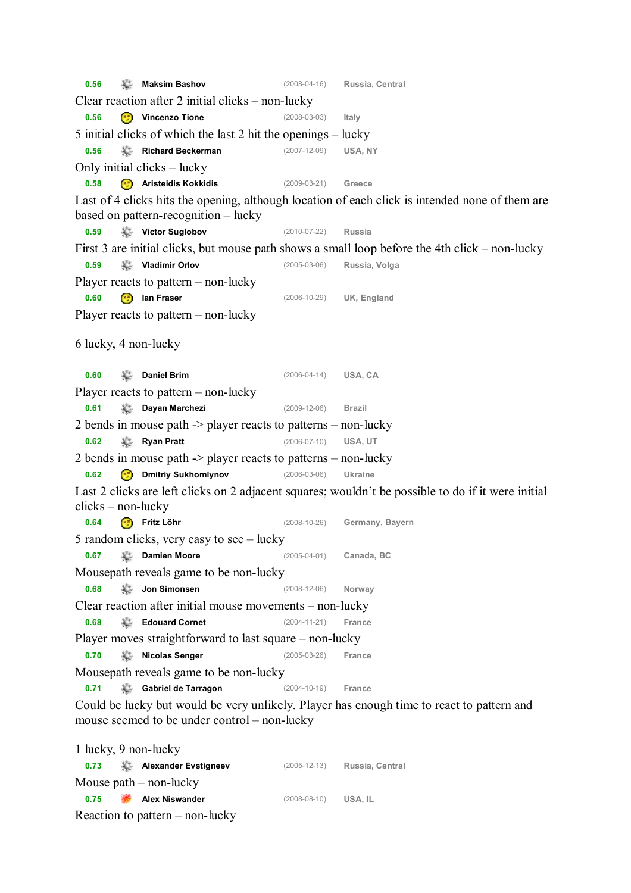**0.56** Maksim Bashov (2008-04-16) Russia, Central

Clear reaction after 2 initial clicks – non-lucky

**0.56** Vincenzo Tione (2008-03-03) Italy

5 initial clicks of which the last 2 hit the openings – lucky

**0.56** Richard Beckerman (2007-12-09) USA, NY

Only initial clicks – lucky

**0.58** Aristeidis Kokkidis (2009-03-21) Greece

Last of 4 clicks hits the opening, although location of each click is intended none of them are based on pattern-recognition – lucky

**0.59** Victor Suglobov (2010-07-22) Russia

First 3 are initial clicks, but mouse path shows a small loop before the 4th click – non-lucky

**0.59** Vladimir Orlov (2005-03-06) Russia, Volga

Player reacts to pattern – non-lucky

**0.60** Ian Fraser (2006-10-29) UK, England

Player reacts to pattern – non-lucky

6 lucky, 4 non-lucky

**0.60** Daniel Brim (2006-04-14) USA, CA

Player reacts to pattern – non-lucky

**0.61** Dayan Marchezi (2009-12-06) Brazil

2 bends in mouse path -> player reacts to patterns – non-lucky

**0.62** Ryan Pratt (2006-07-10) USA, UT

2 bends in mouse path -> player reacts to patterns – non-lucky

**0.62** Dmitriy Sukhomlynov (2006-03-06) Ukraine

Last 2 clicks are left clicks on 2 adjacent squares; wouldn't be possible to do if it were initial clicks – non-lucky

**0.64** Fritz Löhr (2008-10-26) Germany, Bayern

5 random clicks, very easy to see – lucky

**0.67** Damien Moore (2005-04-01) Canada, BC

Mousepath reveals game to be non-lucky

**0.68** Jon Simonsen (2008-12-06) Norway

Clear reaction after initial mouse movements – non-lucky

**0.68** Edouard Cornet (2004-11-21) France

Player moves straightforward to last square – non-lucky

**0.70** Nicolas Senger (2005-03-26) France

Mousepath reveals game to be non-lucky

**0.71** Gabriel de Tarragon (2004-10-19) France

Could be lucky but would be very unlikely. Player has enough time to react to pattern and mouse seemed to be under control – non-lucky

1 lucky, 9 non-lucky

**0.73** Alexander Evstigneev (2005-12-13) Russia, Central

Mouse path – non-lucky

**0.75** Alex Niswander (2008-08-10) USA, IL

Reaction to pattern – non-lucky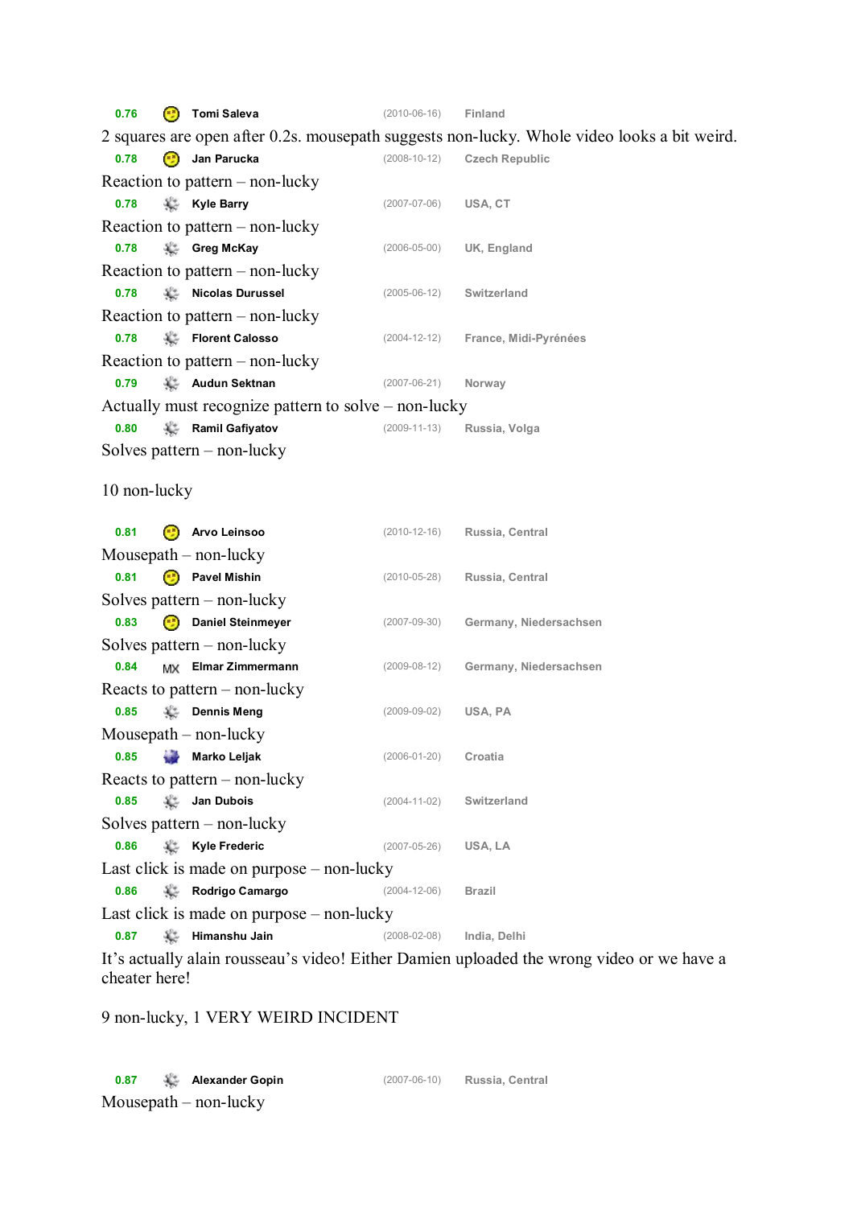0.76 Tomi Saleva (2010-06-16) Finland

2 squares are open after 0.2s. mousepath suggests non-lucky. Whole video looks a bit weird.

0.78 Jan Parucka (2008-10-12) Czech Republic

Reaction to pattern – non-lucky

0.78 Kyle Barry (2007-07-06) USA, CT

Reaction to pattern – non-lucky

0.78 Greg McKay (2006-05-00) UK, England

Reaction to pattern – non-lucky

0.78 Nicolas Durussel (2005-06-12) Switzerland

Reaction to pattern – non-lucky

0.78 Florent Calosso (2004-12-12) France, Midi-Pyrénées

Reaction to pattern – non-lucky

0.79 Audun Sektnan (2007-06-21) Norway

Actually must recognize pattern to solve – non-lucky

0.80 Ramil Gafiyatov (2009-11-13) Russia, Volga

Solves pattern – non-lucky

10 non-lucky

0.81 Arvo Leinsoo (2010-12-16) Russia, Central

Mousepath – non-lucky

0.81 Pavel Mishin (2010-05-28) Russia, Central

Solves pattern – non-lucky

0.83 Daniel Steinmeyer (2007-09-30) Germany, Niedersachsen

Solves pattern – non-lucky

0.84 MX Elmar Zimmermann (2009-08-12) Germany, Niedersachsen

Reacts to pattern – non-lucky

0.85 Dennis Meng (2009-09-02) USA, PA

Mousepath – non-lucky

0.85 Marko Leljak (2006-01-20) Croatia

Reacts to pattern – non-lucky

0.85 Jan Dubois (2004-11-02) Switzerland

Solves pattern – non-lucky

0.86 Kyle Frederic (2007-05-26) USA, LA

Last click is made on purpose – non-lucky

0.86 Rodrigo Camargo (2004-12-06) Brazil

Last click is made on purpose – non-lucky

0.87 Himanshu Jain (2008-02-08) India, Delhi

It's actually alain rousseau's video! Either Damien uploaded the wrong video or we have a cheater here!

9 non-lucky, 1 VERY WEIRD INCIDENT

0.87 Alexander Gopin (2007-06-10) Russia, Central

Mousepath – non-lucky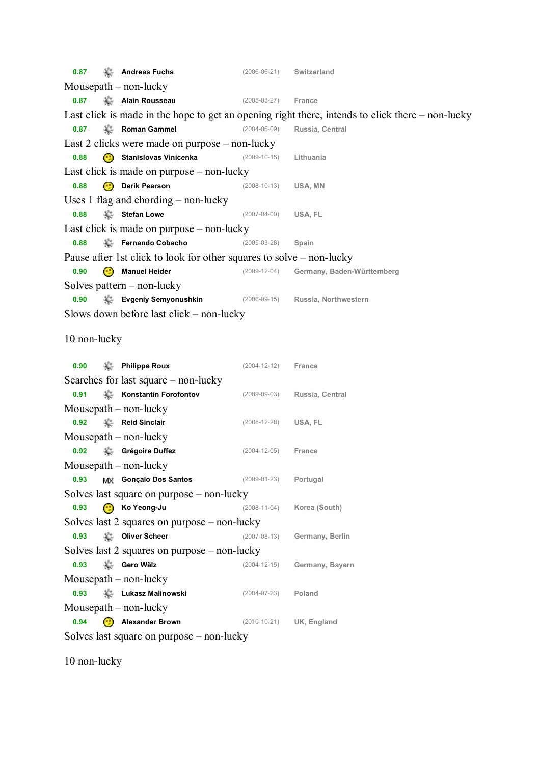0.87 Andreas Fuchs (2006-06-21) Switzerland

Mousepath – non-lucky

0.87 Alain Rousseau (2005-03-27) France

Last click is made in the hope to get an opening right there, intends to click there – non-lucky

0.87 Roman Gammel (2004-06-09) Russia, Central

Last 2 clicks were made on purpose – non-lucky

0.88 Stanislovas Vinicenka (2009-10-15) Lithuania

Last click is made on purpose – non-lucky

0.88 Derik Pearson (2008-10-13) USA, MN

Uses 1 flag and chording – non-lucky

0.88 Stefan Lowe (2007-04-00) USA, FL

Last click is made on purpose – non-lucky

0.88 Fernando Cobacho (2005-03-28) Spain

Pause after 1st click to look for other squares to solve – non-lucky

0.90 Manuel Heider (2009-12-04) Germany, Baden-Württemberg

Solves pattern – non-lucky

0.90 Evgeniy Semyonushkin (2006-09-15) Russia, Northwestern

Slows down before last click – non-lucky

10 non-lucky

0.90 Philippe Roux (2004-12-12) France

Searches for last square – non-lucky

0.91 Konstantin Forofontov (2009-09-03) Russia, Central

Mousepath – non-lucky

0.92 Reid Sinclair (2008-12-28) USA, FL

Mousepath – non-lucky

0.92 Grégoire Duffez (2004-12-05) France

Mousepath – non-lucky

0.93 MX Gonçalo Dos Santos (2009-01-23) Portugal

Solves last square on purpose – non-lucky

0.93 Ko Yeong-Ju (2008-11-04) Korea (South)

Solves last 2 squares on purpose – non-lucky

0.93 Oliver Scheer (2007-08-13) Germany, Berlin

Solves last 2 squares on purpose – non-lucky

0.93 Gero Wälz (2004-12-15) Germany, Bayern

Mousepath – non-lucky

0.93 Lukasz Malinowski (2004-07-23) Poland

Mousepath – non-lucky

0.94 Alexander Brown (2010-10-21) UK, England

Solves last square on purpose – non-lucky

10 non-lucky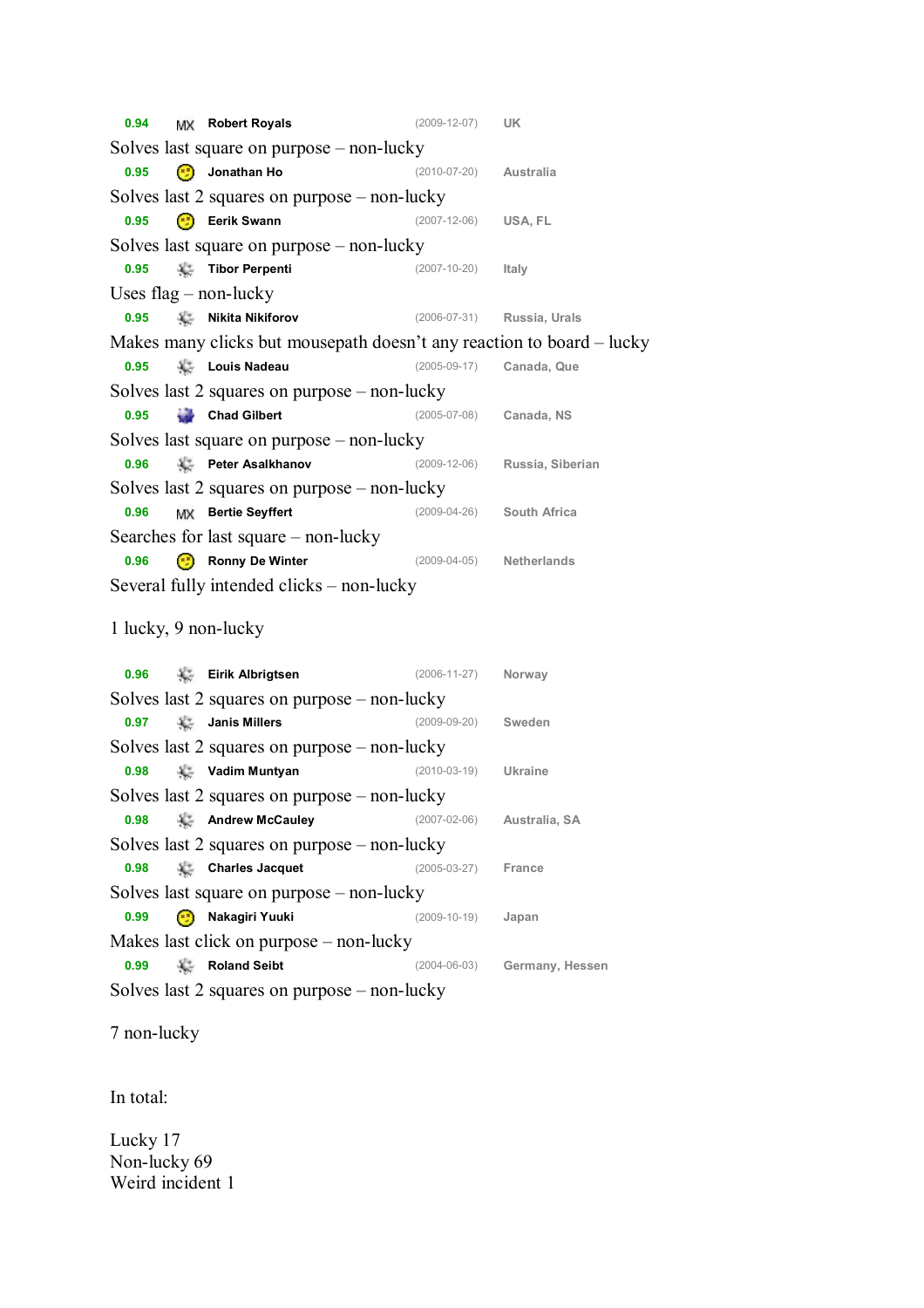**0.94** MX **Robert Royals** (2009-12-07) UK

Solves last square on purpose – non-lucky

**0.95** **Jonathan Ho** (2010-07-20) Australia

Solves last 2 squares on purpose – non-lucky

**0.95** **Eerik Swann** (2007-12-06) USA, FL

Solves last square on purpose – non-lucky

**0.95** **Tibor Perpenti** (2007-10-20) Italy

Uses flag – non-lucky

**0.95** **Nikita Nikiforov** (2006-07-31) Russia, Urals

Makes many clicks but mousepath doesn't any reaction to board – lucky

**0.95** **Louis Nadeau** (2005-09-17) Canada, Que

Solves last 2 squares on purpose – non-lucky

**0.95** **Chad Gilbert** (2005-07-08) Canada, NS

Solves last square on purpose – non-lucky

**0.96** **Peter Asalkhanov** (2009-12-06) Russia, Siberian

Solves last 2 squares on purpose – non-lucky

**0.96** MX **Bertie Seyffert** (2009-04-26) South Africa

Searches for last square – non-lucky

**0.96** **Ronny De Winter** (2009-04-05) Netherlands

Several fully intended clicks – non-lucky

1 lucky, 9 non-lucky

**0.96** **Eirik Albrigtsen** (2006-11-27) Norway

Solves last 2 squares on purpose – non-lucky

**0.97** **Janis Millers** (2009-09-20) Sweden

Solves last 2 squares on purpose – non-lucky

**0.98** **Vadim Muntyan** (2010-03-19) Ukraine

Solves last 2 squares on purpose – non-lucky

**0.98** **Andrew McCauley** (2007-02-06) Australia, SA

Solves last 2 squares on purpose – non-lucky

**0.98** **Charles Jacquet** (2005-03-27) France

Solves last square on purpose – non-lucky

**0.99** **Nakagiri Yuuki** (2009-10-19) Japan

Makes last click on purpose – non-lucky

**0.99** **Roland Seibt** (2004-06-03) Germany, Hessen

Solves last 2 squares on purpose – non-lucky

7 non-lucky

In total:

Lucky 17
Non-lucky 69
Weird incident 1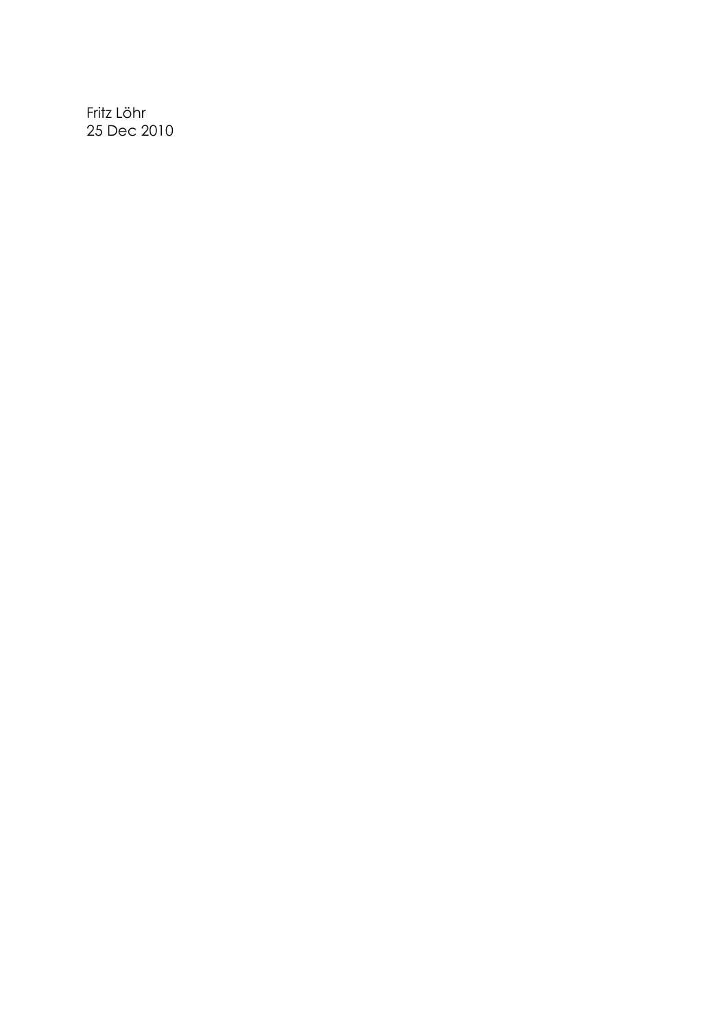Fritz Löhr
25 Dec 2010